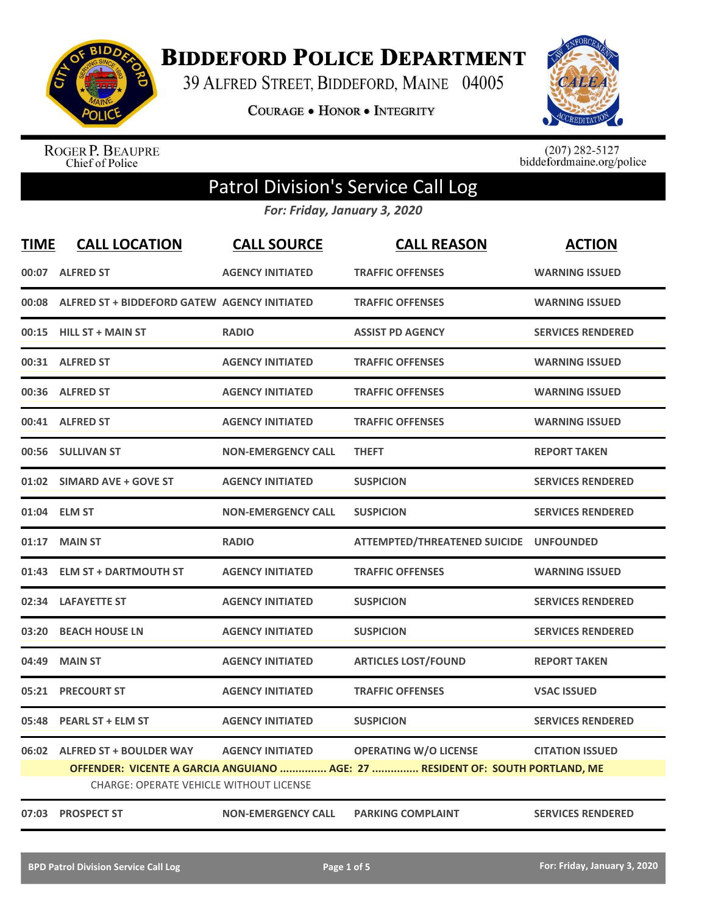# Biddeford Police Department

39 Alfred Street, Biddeford, Maine 04005

**Courage • Honor • Integrity**

Roger P. Beaupre
Chief of Police

(207) 282-5127
biddefordmaine.org/police

## Patrol Division's Service Call Log

*For: Friday, January 3, 2020*

| TIME | CALL LOCATION | CALL SOURCE | CALL REASON | ACTION |
|---|---|---|---|---|
| 00:07 | ALFRED ST | AGENCY INITIATED | TRAFFIC OFFENSES | WARNING ISSUED |
| 00:08 | ALFRED ST + BIDDEFORD GATEW | AGENCY INITIATED | TRAFFIC OFFENSES | WARNING ISSUED |
| 00:15 | HILL ST + MAIN ST | RADIO | ASSIST PD AGENCY | SERVICES RENDERED |
| 00:31 | ALFRED ST | AGENCY INITIATED | TRAFFIC OFFENSES | WARNING ISSUED |
| 00:36 | ALFRED ST | AGENCY INITIATED | TRAFFIC OFFENSES | WARNING ISSUED |
| 00:41 | ALFRED ST | AGENCY INITIATED | TRAFFIC OFFENSES | WARNING ISSUED |
| 00:56 | SULLIVAN ST | NON-EMERGENCY CALL | THEFT | REPORT TAKEN |
| 01:02 | SIMARD AVE + GOVE ST | AGENCY INITIATED | SUSPICION | SERVICES RENDERED |
| 01:04 | ELM ST | NON-EMERGENCY CALL | SUSPICION | SERVICES RENDERED |
| 01:17 | MAIN ST | RADIO | ATTEMPTED/THREATENED SUICIDE | UNFOUNDED |
| 01:43 | ELM ST + DARTMOUTH ST | AGENCY INITIATED | TRAFFIC OFFENSES | WARNING ISSUED |
| 02:34 | LAFAYETTE ST | AGENCY INITIATED | SUSPICION | SERVICES RENDERED |
| 03:20 | BEACH HOUSE LN | AGENCY INITIATED | SUSPICION | SERVICES RENDERED |
| 04:49 | MAIN ST | AGENCY INITIATED | ARTICLES LOST/FOUND | REPORT TAKEN |
| 05:21 | PRECOURT ST | AGENCY INITIATED | TRAFFIC OFFENSES | VSAC ISSUED |
| 05:48 | PEARL ST + ELM ST | AGENCY INITIATED | SUSPICION | SERVICES RENDERED |
| 06:02 | ALFRED ST + BOULDER WAY | AGENCY INITIATED | OPERATING W/O LICENSE | CITATION ISSUED |
| | **OFFENDER: VICENTE A GARCIA ANGUIANO ............... AGE: 27 ............... RESIDENT OF: SOUTH PORTLAND, ME** | | | |
| | CHARGE: OPERATE VEHICLE WITHOUT LICENSE | | | |
| 07:03 | PROSPECT ST | NON-EMERGENCY CALL | PARKING COMPLAINT | SERVICES RENDERED |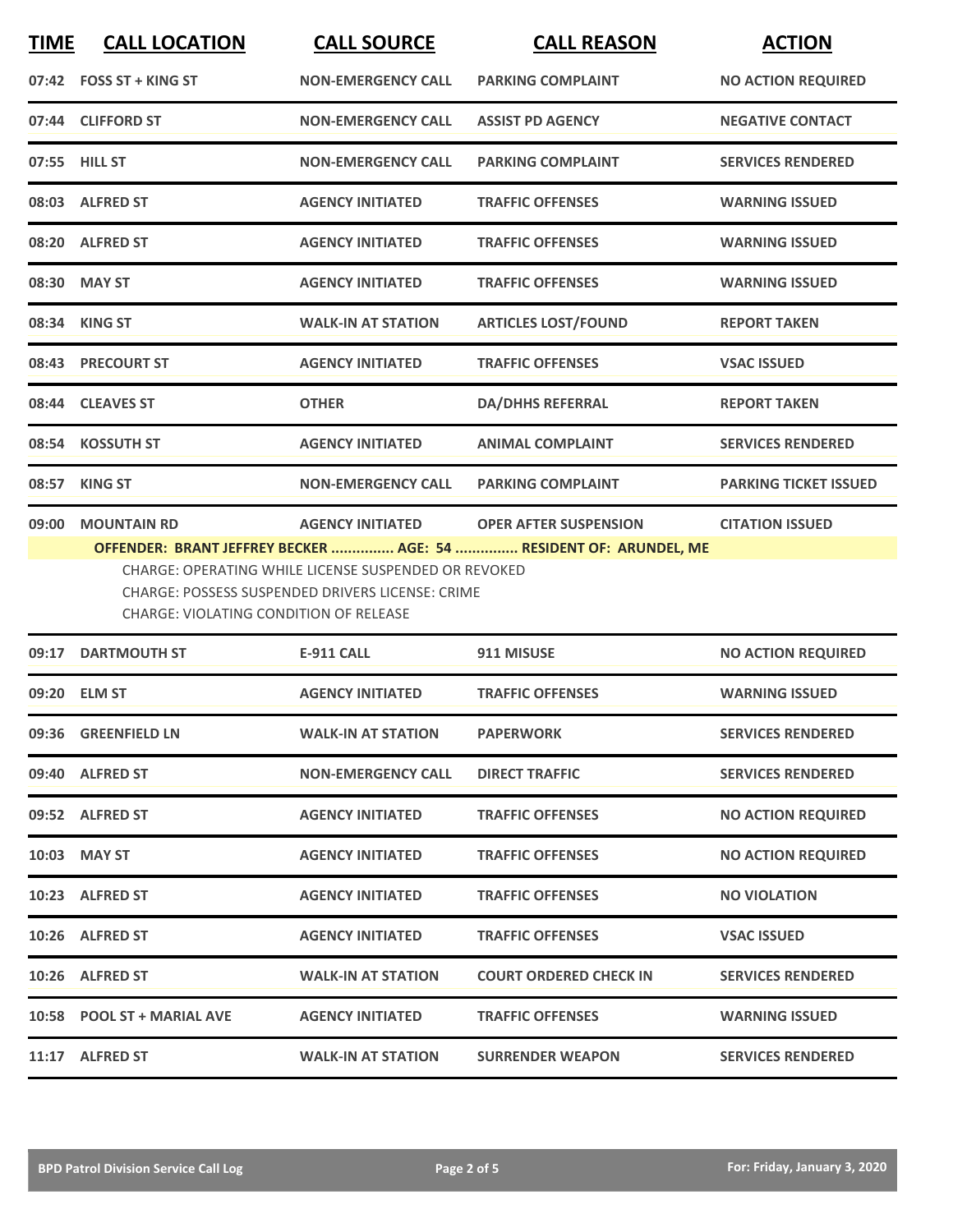| TIME | CALL LOCATION | CALL SOURCE | CALL REASON | ACTION |
|---|---|---|---|---|
| 07:42 | FOSS ST + KING ST | NON-EMERGENCY CALL | PARKING COMPLAINT | NO ACTION REQUIRED |
| 07:44 | CLIFFORD ST | NON-EMERGENCY CALL | ASSIST PD AGENCY | NEGATIVE CONTACT |
| 07:55 | HILL ST | NON-EMERGENCY CALL | PARKING COMPLAINT | SERVICES RENDERED |
| 08:03 | ALFRED ST | AGENCY INITIATED | TRAFFIC OFFENSES | WARNING ISSUED |
| 08:20 | ALFRED ST | AGENCY INITIATED | TRAFFIC OFFENSES | WARNING ISSUED |
| 08:30 | MAY ST | AGENCY INITIATED | TRAFFIC OFFENSES | WARNING ISSUED |
| 08:34 | KING ST | WALK-IN AT STATION | ARTICLES LOST/FOUND | REPORT TAKEN |
| 08:43 | PRECOURT ST | AGENCY INITIATED | TRAFFIC OFFENSES | VSAC ISSUED |
| 08:44 | CLEAVES ST | OTHER | DA/DHHS REFERRAL | REPORT TAKEN |
| 08:54 | KOSSUTH ST | AGENCY INITIATED | ANIMAL COMPLAINT | SERVICES RENDERED |
| 08:57 | KING ST | NON-EMERGENCY CALL | PARKING COMPLAINT | PARKING TICKET ISSUED |
| 09:00 | MOUNTAIN RD | AGENCY INITIATED | OPER AFTER SUSPENSION | CITATION ISSUED |

**OFFENDER: BRANT JEFFREY BECKER ............... AGE: 54 ............... RESIDENT OF: ARUNDEL, ME**

CHARGE: OPERATING WHILE LICENSE SUSPENDED OR REVOKED
CHARGE: POSSESS SUSPENDED DRIVERS LICENSE: CRIME
CHARGE: VIOLATING CONDITION OF RELEASE

| TIME | CALL LOCATION | CALL SOURCE | CALL REASON | ACTION |
|---|---|---|---|---|
| 09:17 | DARTMOUTH ST | E-911 CALL | 911 MISUSE | NO ACTION REQUIRED |
| 09:20 | ELM ST | AGENCY INITIATED | TRAFFIC OFFENSES | WARNING ISSUED |
| 09:36 | GREENFIELD LN | WALK-IN AT STATION | PAPERWORK | SERVICES RENDERED |
| 09:40 | ALFRED ST | NON-EMERGENCY CALL | DIRECT TRAFFIC | SERVICES RENDERED |
| 09:52 | ALFRED ST | AGENCY INITIATED | TRAFFIC OFFENSES | NO ACTION REQUIRED |
| 10:03 | MAY ST | AGENCY INITIATED | TRAFFIC OFFENSES | NO ACTION REQUIRED |
| 10:23 | ALFRED ST | AGENCY INITIATED | TRAFFIC OFFENSES | NO VIOLATION |
| 10:26 | ALFRED ST | AGENCY INITIATED | TRAFFIC OFFENSES | VSAC ISSUED |
| 10:26 | ALFRED ST | WALK-IN AT STATION | COURT ORDERED CHECK IN | SERVICES RENDERED |
| 10:58 | POOL ST + MARIAL AVE | AGENCY INITIATED | TRAFFIC OFFENSES | WARNING ISSUED |
| 11:17 | ALFRED ST | WALK-IN AT STATION | SURRENDER WEAPON | SERVICES RENDERED |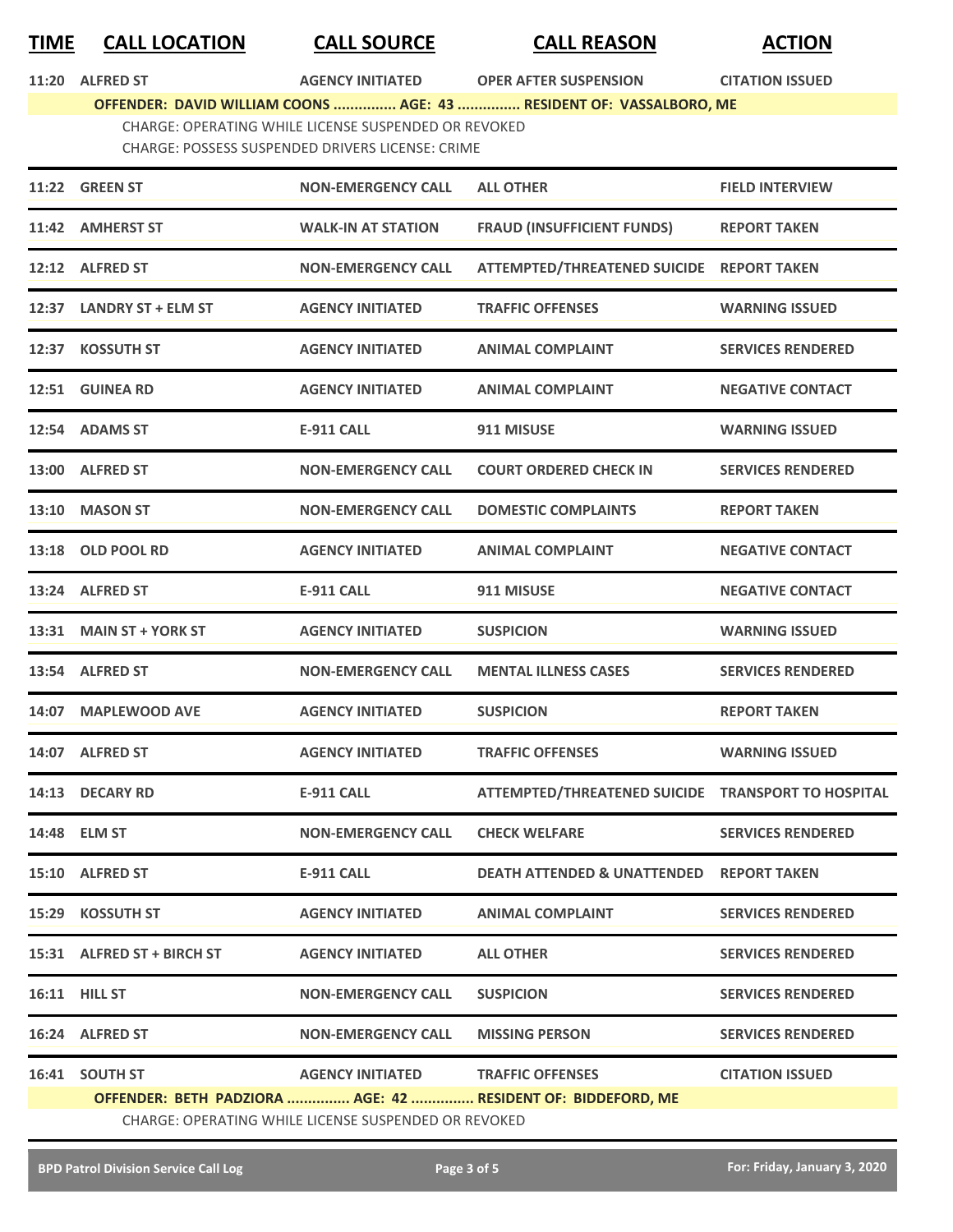| TIME | CALL LOCATION | CALL SOURCE | CALL REASON | ACTION |
|---|---|---|---|---|
| 11:20 | ALFRED ST | AGENCY INITIATED | OPER AFTER SUSPENSION | CITATION ISSUED |
| | **OFFENDER: DAVID WILLIAM COONS ............... AGE: 43 ............... RESIDENT OF: VASSALBORO, ME** | | | |
| | CHARGE: OPERATING WHILE LICENSE SUSPENDED OR REVOKED | | | |
| | CHARGE: POSSESS SUSPENDED DRIVERS LICENSE: CRIME | | | |
| 11:22 | GREEN ST | NON-EMERGENCY CALL | ALL OTHER | FIELD INTERVIEW |
| 11:42 | AMHERST ST | WALK-IN AT STATION | FRAUD (INSUFFICIENT FUNDS) | REPORT TAKEN |
| 12:12 | ALFRED ST | NON-EMERGENCY CALL | ATTEMPTED/THREATENED SUICIDE | REPORT TAKEN |
| 12:37 | LANDRY ST + ELM ST | AGENCY INITIATED | TRAFFIC OFFENSES | WARNING ISSUED |
| 12:37 | KOSSUTH ST | AGENCY INITIATED | ANIMAL COMPLAINT | SERVICES RENDERED |
| 12:51 | GUINEA RD | AGENCY INITIATED | ANIMAL COMPLAINT | NEGATIVE CONTACT |
| 12:54 | ADAMS ST | E-911 CALL | 911 MISUSE | WARNING ISSUED |
| 13:00 | ALFRED ST | NON-EMERGENCY CALL | COURT ORDERED CHECK IN | SERVICES RENDERED |
| 13:10 | MASON ST | NON-EMERGENCY CALL | DOMESTIC COMPLAINTS | REPORT TAKEN |
| 13:18 | OLD POOL RD | AGENCY INITIATED | ANIMAL COMPLAINT | NEGATIVE CONTACT |
| 13:24 | ALFRED ST | E-911 CALL | 911 MISUSE | NEGATIVE CONTACT |
| 13:31 | MAIN ST + YORK ST | AGENCY INITIATED | SUSPICION | WARNING ISSUED |
| 13:54 | ALFRED ST | NON-EMERGENCY CALL | MENTAL ILLNESS CASES | SERVICES RENDERED |
| 14:07 | MAPLEWOOD AVE | AGENCY INITIATED | SUSPICION | REPORT TAKEN |
| 14:07 | ALFRED ST | AGENCY INITIATED | TRAFFIC OFFENSES | WARNING ISSUED |
| 14:13 | DECARY RD | E-911 CALL | ATTEMPTED/THREATENED SUICIDE | TRANSPORT TO HOSPITAL |
| 14:48 | ELM ST | NON-EMERGENCY CALL | CHECK WELFARE | SERVICES RENDERED |
| 15:10 | ALFRED ST | E-911 CALL | DEATH ATTENDED & UNATTENDED | REPORT TAKEN |
| 15:29 | KOSSUTH ST | AGENCY INITIATED | ANIMAL COMPLAINT | SERVICES RENDERED |
| 15:31 | ALFRED ST + BIRCH ST | AGENCY INITIATED | ALL OTHER | SERVICES RENDERED |
| 16:11 | HILL ST | NON-EMERGENCY CALL | SUSPICION | SERVICES RENDERED |
| 16:24 | ALFRED ST | NON-EMERGENCY CALL | MISSING PERSON | SERVICES RENDERED |
| 16:41 | SOUTH ST | AGENCY INITIATED | TRAFFIC OFFENSES | CITATION ISSUED |
| | **OFFENDER: BETH PADZIORA ............... AGE: 42 ............... RESIDENT OF: BIDDEFORD, ME** | | | |
| | CHARGE: OPERATING WHILE LICENSE SUSPENDED OR REVOKED | | | |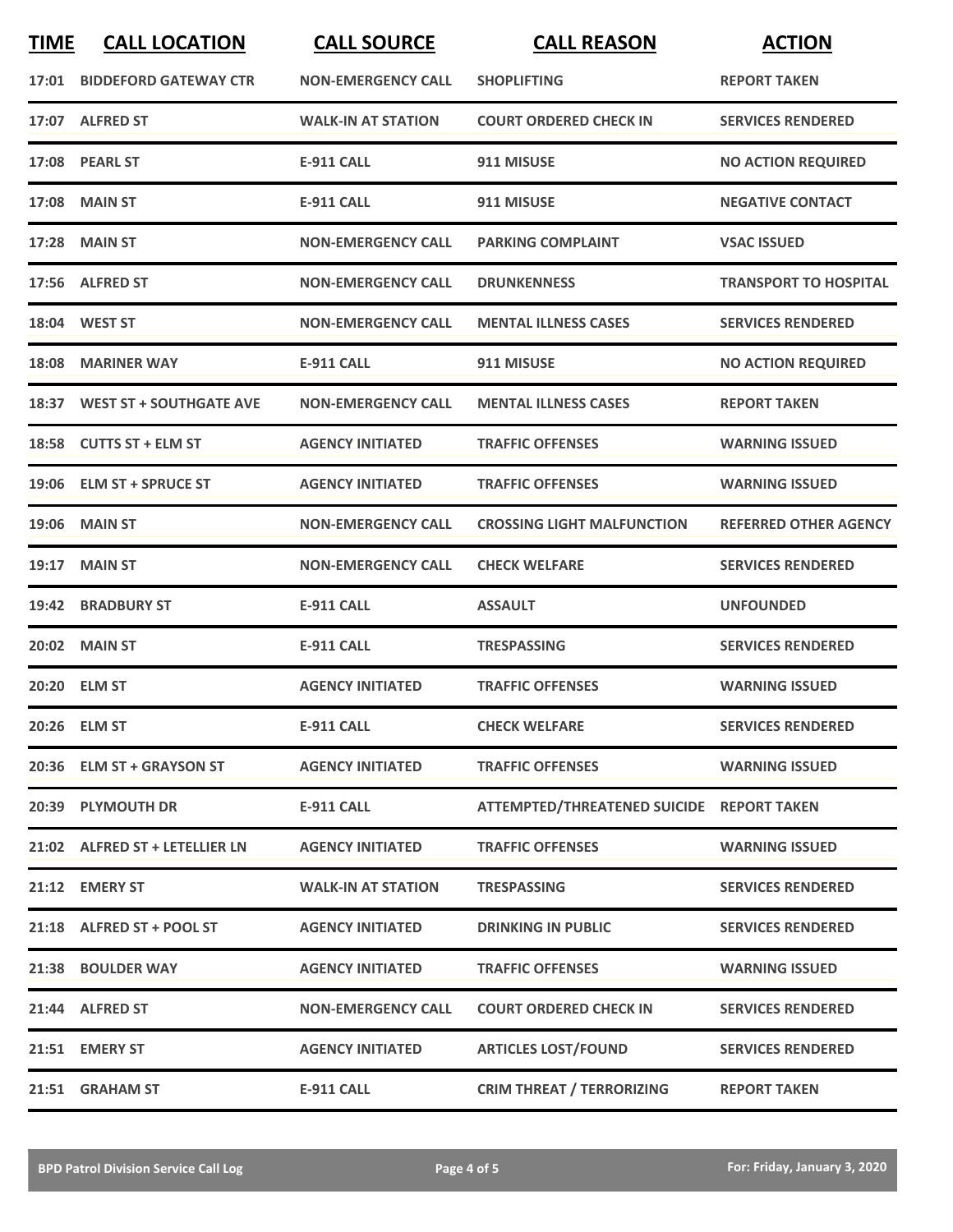| TIME | CALL LOCATION | CALL SOURCE | CALL REASON | ACTION |
|---|---|---|---|---|
| 17:01 | BIDDEFORD GATEWAY CTR | NON-EMERGENCY CALL | SHOPLIFTING | REPORT TAKEN |
| 17:07 | ALFRED ST | WALK-IN AT STATION | COURT ORDERED CHECK IN | SERVICES RENDERED |
| 17:08 | PEARL ST | E-911 CALL | 911 MISUSE | NO ACTION REQUIRED |
| 17:08 | MAIN ST | E-911 CALL | 911 MISUSE | NEGATIVE CONTACT |
| 17:28 | MAIN ST | NON-EMERGENCY CALL | PARKING COMPLAINT | VSAC ISSUED |
| 17:56 | ALFRED ST | NON-EMERGENCY CALL | DRUNKENNESS | TRANSPORT TO HOSPITAL |
| 18:04 | WEST ST | NON-EMERGENCY CALL | MENTAL ILLNESS CASES | SERVICES RENDERED |
| 18:08 | MARINER WAY | E-911 CALL | 911 MISUSE | NO ACTION REQUIRED |
| 18:37 | WEST ST + SOUTHGATE AVE | NON-EMERGENCY CALL | MENTAL ILLNESS CASES | REPORT TAKEN |
| 18:58 | CUTTS ST + ELM ST | AGENCY INITIATED | TRAFFIC OFFENSES | WARNING ISSUED |
| 19:06 | ELM ST + SPRUCE ST | AGENCY INITIATED | TRAFFIC OFFENSES | WARNING ISSUED |
| 19:06 | MAIN ST | NON-EMERGENCY CALL | CROSSING LIGHT MALFUNCTION | REFERRED OTHER AGENCY |
| 19:17 | MAIN ST | NON-EMERGENCY CALL | CHECK WELFARE | SERVICES RENDERED |
| 19:42 | BRADBURY ST | E-911 CALL | ASSAULT | UNFOUNDED |
| 20:02 | MAIN ST | E-911 CALL | TRESPASSING | SERVICES RENDERED |
| 20:20 | ELM ST | AGENCY INITIATED | TRAFFIC OFFENSES | WARNING ISSUED |
| 20:26 | ELM ST | E-911 CALL | CHECK WELFARE | SERVICES RENDERED |
| 20:36 | ELM ST + GRAYSON ST | AGENCY INITIATED | TRAFFIC OFFENSES | WARNING ISSUED |
| 20:39 | PLYMOUTH DR | E-911 CALL | ATTEMPTED/THREATENED SUICIDE | REPORT TAKEN |
| 21:02 | ALFRED ST + LETELLIER LN | AGENCY INITIATED | TRAFFIC OFFENSES | WARNING ISSUED |
| 21:12 | EMERY ST | WALK-IN AT STATION | TRESPASSING | SERVICES RENDERED |
| 21:18 | ALFRED ST + POOL ST | AGENCY INITIATED | DRINKING IN PUBLIC | SERVICES RENDERED |
| 21:38 | BOULDER WAY | AGENCY INITIATED | TRAFFIC OFFENSES | WARNING ISSUED |
| 21:44 | ALFRED ST | NON-EMERGENCY CALL | COURT ORDERED CHECK IN | SERVICES RENDERED |
| 21:51 | EMERY ST | AGENCY INITIATED | ARTICLES LOST/FOUND | SERVICES RENDERED |
| 21:51 | GRAHAM ST | E-911 CALL | CRIM THREAT / TERRORIZING | REPORT TAKEN |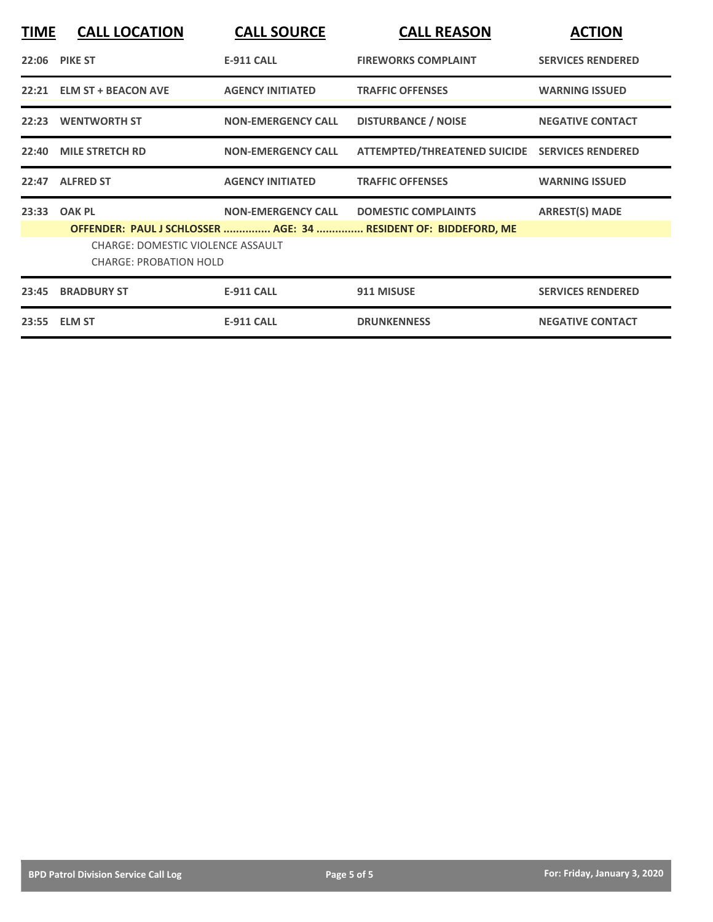| TIME | CALL LOCATION | CALL SOURCE | CALL REASON | ACTION |
|---|---|---|---|---|
| 22:06 | PIKE ST | E-911 CALL | FIREWORKS COMPLAINT | SERVICES RENDERED |
| 22:21 | ELM ST + BEACON AVE | AGENCY INITIATED | TRAFFIC OFFENSES | WARNING ISSUED |
| 22:23 | WENTWORTH ST | NON-EMERGENCY CALL | DISTURBANCE / NOISE | NEGATIVE CONTACT |
| 22:40 | MILE STRETCH RD | NON-EMERGENCY CALL | ATTEMPTED/THREATENED SUICIDE | SERVICES RENDERED |
| 22:47 | ALFRED ST | AGENCY INITIATED | TRAFFIC OFFENSES | WARNING ISSUED |
| 23:33 | OAK PL | NON-EMERGENCY CALL | DOMESTIC COMPLAINTS | ARREST(S) MADE |
| | OFFENDER: PAUL J SCHLOSSER ............... AGE: 34 ............... RESIDENT OF: BIDDEFORD, ME | | | |
| | CHARGE: DOMESTIC VIOLENCE ASSAULT | | | |
| | CHARGE: PROBATION HOLD | | | |
| 23:45 | BRADBURY ST | E-911 CALL | 911 MISUSE | SERVICES RENDERED |
| 23:55 | ELM ST | E-911 CALL | DRUNKENNESS | NEGATIVE CONTACT |